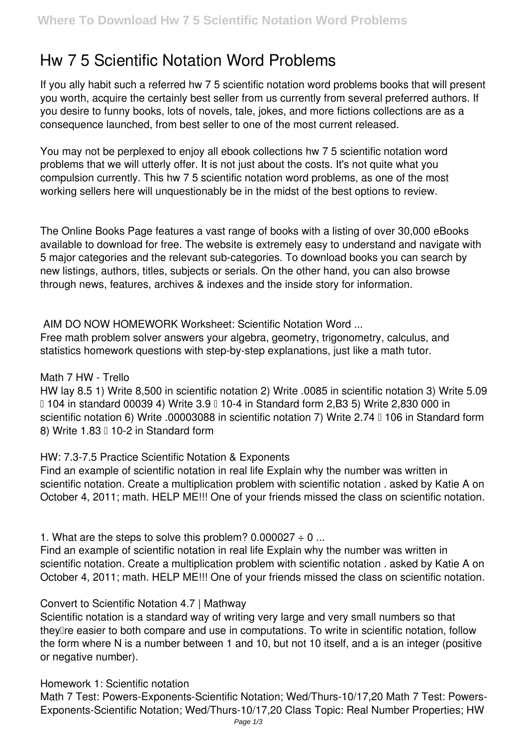# Hw 7 5 Scientific Notation Word Problems

If you ally habit such a referred hw 7 5 scientific notation word problems books that will present you worth, acquire the certainly best seller from us currently from several preferred authors. If you desire to funny books, lots of novels, tale, jokes, and more fictions collections are as a consequence launched, from best seller to one of the most current released.

You may not be perplexed to enjoy all ebook collections hw 7 5 scientific notation word problems that we will utterly offer. It is not just about the costs. It's not quite what you compulsion currently. This hw 7 5 scientific notation word problems, as one of the most working sellers here will unquestionably be in the midst of the best options to review.

The Online Books Page features a vast range of books with a listing of over 30,000 eBooks available to download for free. The website is extremely easy to understand and navigate with 5 major categories and the relevant sub-categories. To download books you can search by new listings, authors, titles, subjects or serials. On the other hand, you can also browse through news, features, archives & indexes and the inside story for information.

**AIM DO NOW HOMEWORK Worksheet: Scientific Notation Word ...**

Free math problem solver answers your algebra, geometry, trigonometry, calculus, and statistics homework questions with step-by-step explanations, just like a math tutor.

**Math 7 HW - Trello**

HW lay 8.5 1) Write 8,500 in scientific notation 2) Write .0085 in scientific notation 3) Write 5.09 $\times$ 104 in standard 00039 4) Write 3.9 $\times$ 10-4 in Standard form 2,B3 5) Write 2,830 000 in scientific notation 6) Write .00003088 in scientific notation 7) Write 2.74 $\times$ 106 in Standard form 8) Write 1.83 $\times$ 10-2 in Standard form

**HW: 7.3-7.5 Practice Scientific Notation & Exponents**

Find an example of scientific notation in real life Explain why the number was written in scientific notation. Create a multiplication problem with scientific notation . asked by Katie A on October 4, 2011; math. HELP ME!!! One of your friends missed the class on scientific notation.

**1. What are the steps to solve this problem? 0.000027 ÷ 0 ...**

Find an example of scientific notation in real life Explain why the number was written in scientific notation. Create a multiplication problem with scientific notation . asked by Katie A on October 4, 2011; math. HELP ME!!! One of your friends missed the class on scientific notation.

**Convert to Scientific Notation 4.7 | Mathway**

Scientific notation is a standard way of writing very large and very small numbers so that they're easier to both compare and use in computations. To write in scientific notation, follow the form where N is a number between 1 and 10, but not 10 itself, and a is an integer (positive or negative number).

**Homework 1: Scientific notation**

Math 7 Test: Powers-Exponents-Scientific Notation; Wed/Thurs-10/17,20 Math 7 Test: Powers-Exponents-Scientific Notation; Wed/Thurs-10/17,20 Class Topic: Real Number Properties; HW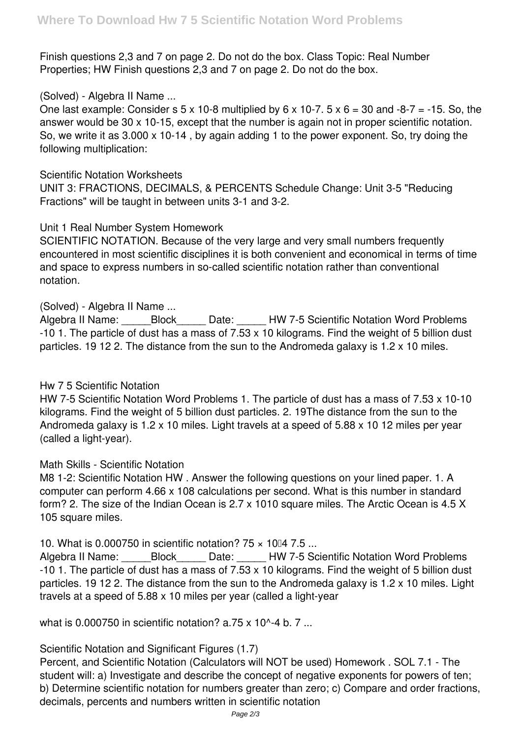Finish questions 2,3 and 7 on page 2. Do not do the box. Class Topic: Real Number Properties; HW Finish questions 2,3 and 7 on page 2. Do not do the box.

**(Solved) - Algebra II Name ...**

One last example: Consider s 5 x 10-8 multiplied by 6 x 10-7. 5 x 6 = 30 and -8-7 = -15. So, the answer would be 30 x 10-15, except that the number is again not in proper scientific notation. So, we write it as 3.000 x 10-14 , by again adding 1 to the power exponent. So, try doing the following multiplication:

**Scientific Notation Worksheets**

UNIT 3: FRACTIONS, DECIMALS, & PERCENTS Schedule Change: Unit 3-5 "Reducing Fractions" will be taught in between units 3-1 and 3-2.

**Unit 1 Real Number System Homework**

SCIENTIFIC NOTATION. Because of the very large and very small numbers frequently encountered in most scientific disciplines it is both convenient and economical in terms of time and space to express numbers in so-called scientific notation rather than conventional notation.

**(Solved) - Algebra II Name ...**

Algebra II Name: _____Block_____ Date: _____ HW 7-5 Scientific Notation Word Problems -10 1. The particle of dust has a mass of 7.53 x 10 kilograms. Find the weight of 5 billion dust particles. 19 12 2. The distance from the sun to the Andromeda galaxy is 1.2 x 10 miles.

**Hw 7 5 Scientific Notation**

HW 7-5 Scientific Notation Word Problems 1. The particle of dust has a mass of 7.53 x 10-10 kilograms. Find the weight of 5 billion dust particles. 2. 19The distance from the sun to the Andromeda galaxy is 1.2 x 10 miles. Light travels at a speed of 5.88 x 10 12 miles per year (called a light-year).

**Math Skills - Scientific Notation**

M8 1-2: Scientific Notation HW . Answer the following questions on your lined paper. 1. A computer can perform 4.66 x 108 calculations per second. What is this number in standard form? 2. The size of the Indian Ocean is 2.7 x 1010 square miles. The Arctic Ocean is 4.5 X 105 square miles.

**10. What is 0.000750 in scientific notation? 75 × 10−4 7.5 ...**

Algebra II Name: _____Block_____ Date: _____ HW 7-5 Scientific Notation Word Problems -10 1. The particle of dust has a mass of 7.53 x 10 kilograms. Find the weight of 5 billion dust particles. 19 12 2. The distance from the sun to the Andromeda galaxy is 1.2 x 10 miles. Light travels at a speed of 5.88 x 10 miles per year (called a light-year

**what is 0.000750 in scientific notation? a.75 x 10^-4 b. 7 ...**

**Scientific Notation and Significant Figures (1.7)**

Percent, and Scientific Notation (Calculators will NOT be used) Homework . SOL 7.1 - The student will: a) Investigate and describe the concept of negative exponents for powers of ten; b) Determine scientific notation for numbers greater than zero; c) Compare and order fractions, decimals, percents and numbers written in scientific notation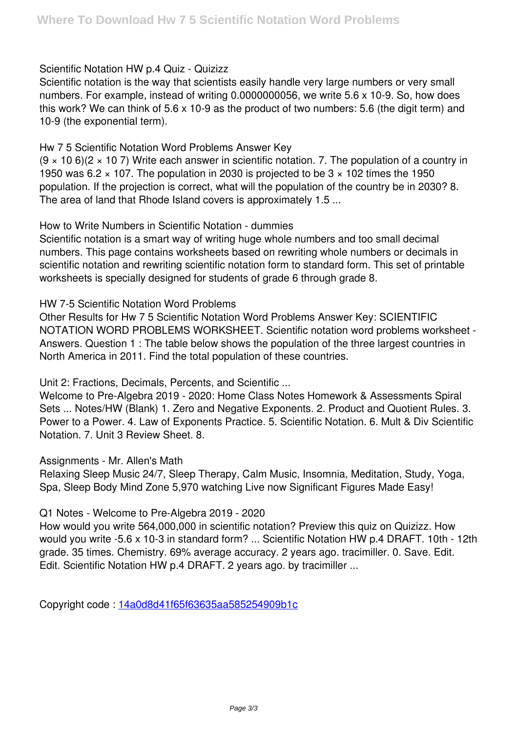Scientific Notation HW p.4 Quiz - Quizizz

Scientific notation is the way that scientists easily handle very large numbers or very small numbers. For example, instead of writing 0.0000000056, we write $5.6 \times 10^{-9}$. So, how does this work? We can think of $5.6 \times 10^{-9}$ as the product of two numbers: 5.6 (the digit term) and $10^{-9}$ (the exponential term).

Hw 7 5 Scientific Notation Word Problems Answer Key

$(9 \times 10^6)(2 \times 10^7)$ Write each answer in scientific notation. 7. The population of a country in 1950 was $6.2 \times 10^7$. The population in 2030 is projected to be $3 \times 10^2$ times the 1950 population. If the projection is correct, what will the population of the country be in 2030? 8. The area of land that Rhode Island covers is approximately 1.5 ...

How to Write Numbers in Scientific Notation - dummies

Scientific notation is a smart way of writing huge whole numbers and too small decimal numbers. This page contains worksheets based on rewriting whole numbers or decimals in scientific notation and rewriting scientific notation form to standard form. This set of printable worksheets is specially designed for students of grade 6 through grade 8.

HW 7-5 Scientific Notation Word Problems

Other Results for Hw 7 5 Scientific Notation Word Problems Answer Key: SCIENTIFIC NOTATION WORD PROBLEMS WORKSHEET. Scientific notation word problems worksheet - Answers. Question 1 : The table below shows the population of the three largest countries in North America in 2011. Find the total population of these countries.

Unit 2: Fractions, Decimals, Percents, and Scientific ...

Welcome to Pre-Algebra 2019 - 2020: Home Class Notes Homework & Assessments Spiral Sets ... Notes/HW (Blank) 1. Zero and Negative Exponents. 2. Product and Quotient Rules. 3. Power to a Power. 4. Law of Exponents Practice. 5. Scientific Notation. 6. Mult & Div Scientific Notation. 7. Unit 3 Review Sheet. 8.

Assignments - Mr. Allen's Math

Relaxing Sleep Music 24/7, Sleep Therapy, Calm Music, Insomnia, Meditation, Study, Yoga, Spa, Sleep Body Mind Zone 5,970 watching Live now Significant Figures Made Easy!

Q1 Notes - Welcome to Pre-Algebra 2019 - 2020

How would you write 564,000,000 in scientific notation? Preview this quiz on Quizizz. How would you write $-5.6 \times 10^{-3}$ in standard form? ... Scientific Notation HW p.4 DRAFT. 10th - 12th grade. 35 times. Chemistry. 69% average accuracy. 2 years ago. tracimiller. 0. Save. Edit. Edit. Scientific Notation HW p.4 DRAFT. 2 years ago. by tracimiller ...

Copyright code : 14a0d8d41f65f63635aa585254909b1c